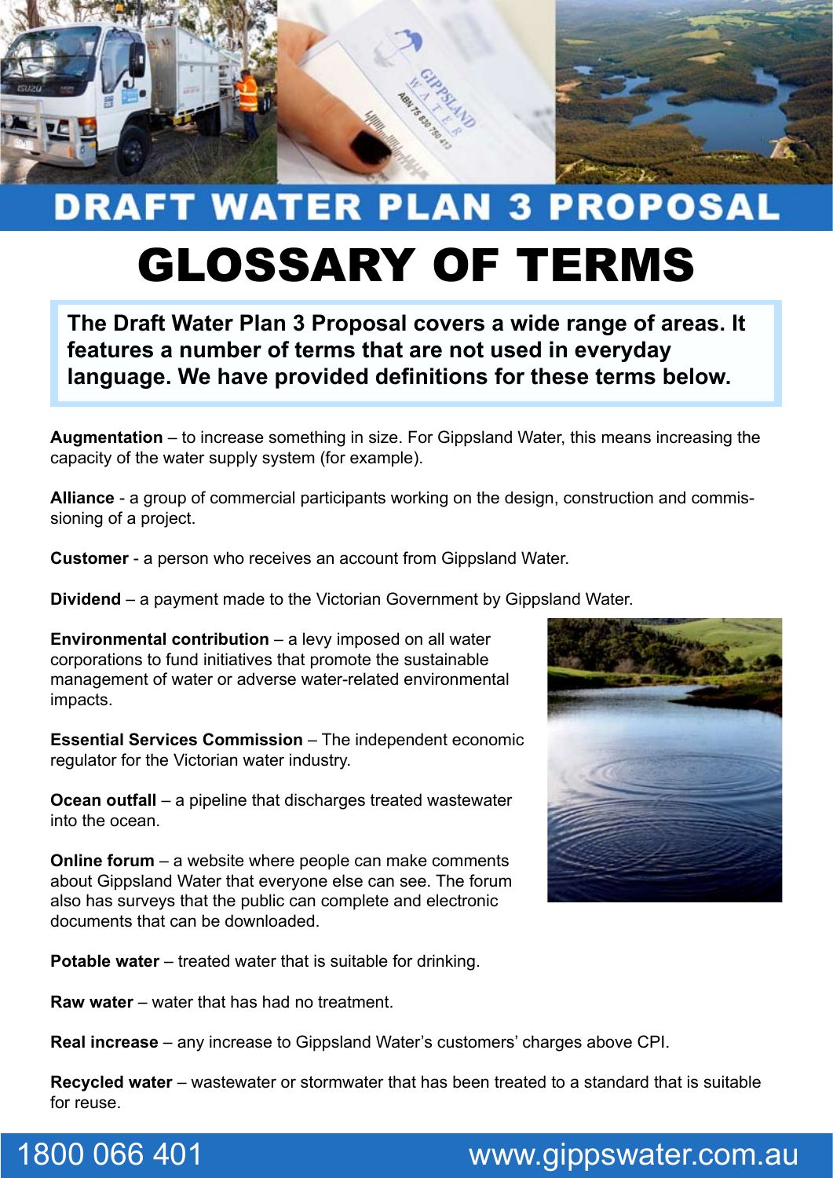# DRAFT WATER PLAN 3 PROPOSAL

# GLOSSARY OF TERMS

**The Draft Water Plan 3 Proposal covers a wide range of areas. It features a number of terms that are not used in everyday language. We have provided definitions for these terms below.**

**Augmentation** – to increase something in size. For Gippsland Water, this means increasing the capacity of the water supply system (for example).

**Alliance** - a group of commercial participants working on the design, construction and commissioning of a project.

**Customer** - a person who receives an account from Gippsland Water.

**Dividend** – a payment made to the Victorian Government by Gippsland Water.

**Environmental contribution** – a levy imposed on all water corporations to fund initiatives that promote the sustainable management of water or adverse water-related environmental impacts.

**Essential Services Commission** – The independent economic regulator for the Victorian water industry.

**Ocean outfall** – a pipeline that discharges treated wastewater into the ocean.

**Online forum** – a website where people can make comments about Gippsland Water that everyone else can see. The forum also has surveys that the public can complete and electronic documents that can be downloaded.

**Potable water** – treated water that is suitable for drinking.

**Raw water** – water that has had no treatment.

**Real increase** – any increase to Gippsland Water's customers' charges above CPI.

**Recycled water** – wastewater or stormwater that has been treated to a standard that is suitable for reuse.

1800 066 401 www.gippswater.com.au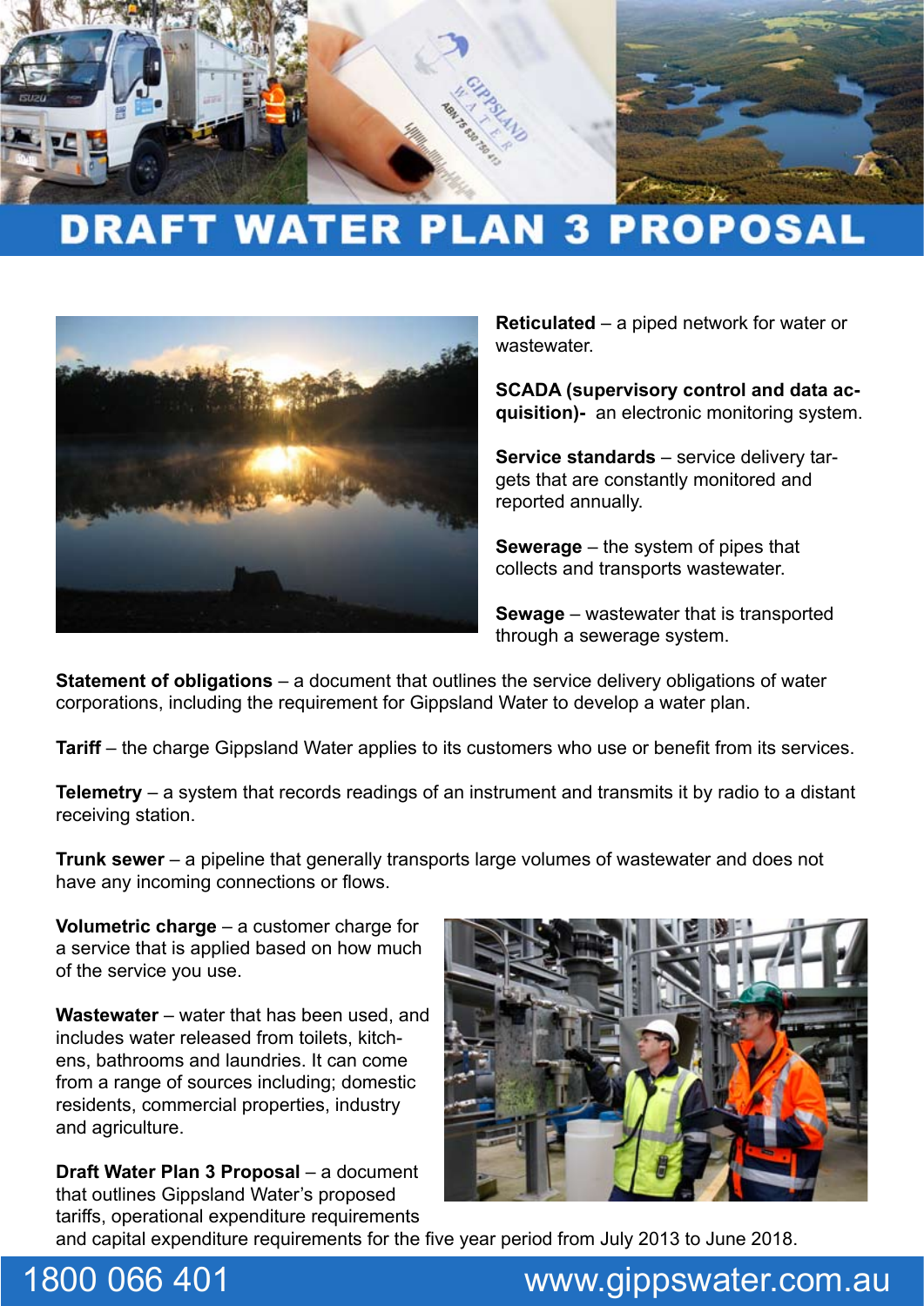# DRAFT WATER PLAN 3 PROPOSAL

**Reticulated** – a piped network for water or wastewater.

**SCADA (supervisory control and data acquisition)-** an electronic monitoring system.

**Service standards** – service delivery targets that are constantly monitored and reported annually.

**Sewerage** – the system of pipes that collects and transports wastewater.

**Sewage** – wastewater that is transported through a sewerage system.

**Statement of obligations** – a document that outlines the service delivery obligations of water corporations, including the requirement for Gippsland Water to develop a water plan.

**Tariff** – the charge Gippsland Water applies to its customers who use or benefit from its services.

**Telemetry** – a system that records readings of an instrument and transmits it by radio to a distant receiving station.

**Trunk sewer** – a pipeline that generally transports large volumes of wastewater and does not have any incoming connections or flows.

**Volumetric charge** – a customer charge for a service that is applied based on how much of the service you use.

**Wastewater** – water that has been used, and includes water released from toilets, kitchens, bathrooms and laundries. It can come from a range of sources including; domestic residents, commercial properties, industry and agriculture.

**Draft Water Plan 3 Proposal** – a document that outlines Gippsland Water's proposed tariffs, operational expenditure requirements and capital expenditure requirements for the five year period from July 2013 to June 2018.

1800 066 401 www.gippswater.com.au